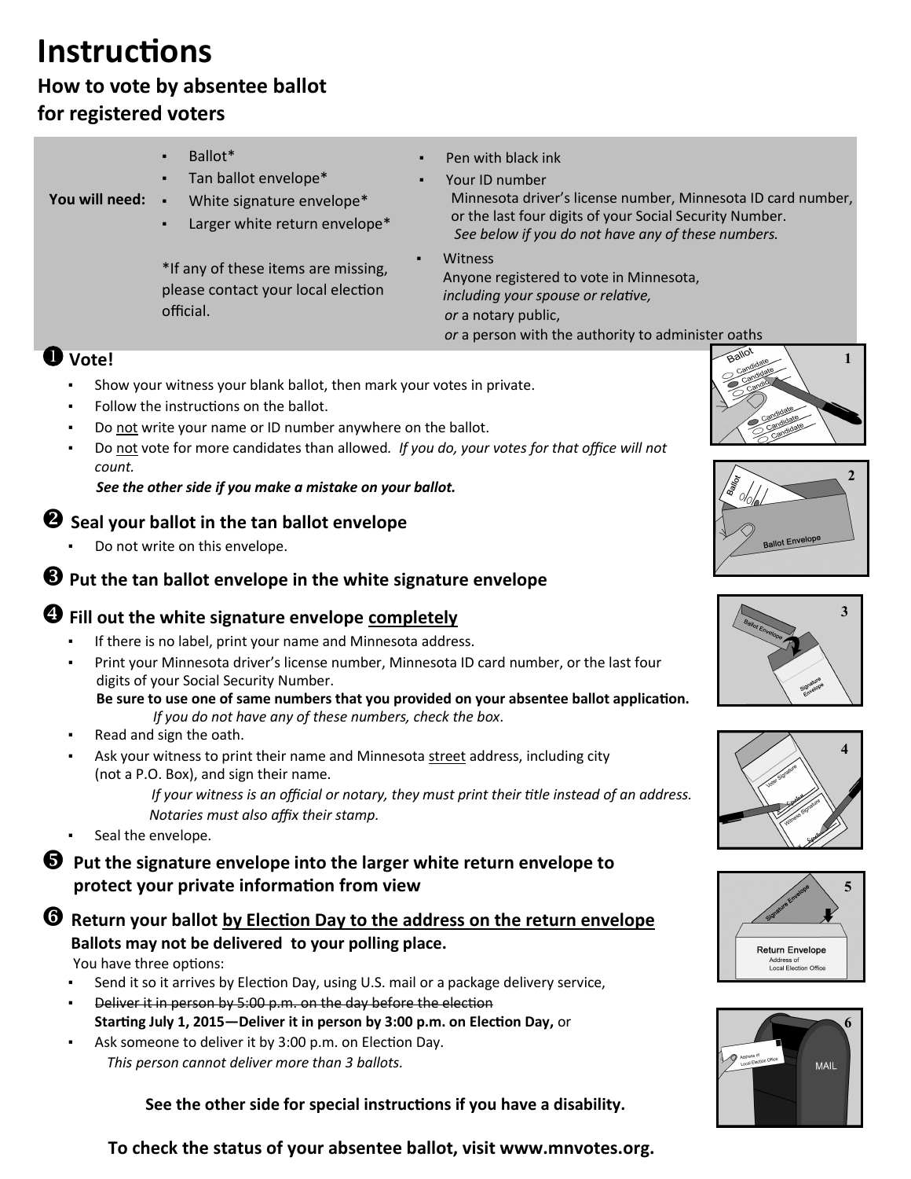# Instructions

## How to vote by absentee ballot for registered voters

**You will need:**

- Ballot*
- Tan ballot envelope*
- White signature envelope*
- Larger white return envelope*

*If any of these items are missing, please contact your local election official.

- Pen with black ink
- Your ID number
  Minnesota driver's license number, Minnesota ID card number, or the last four digits of your Social Security Number.
  *See below if you do not have any of these numbers.*
- Witness
  Anyone registered to vote in Minnesota, *including your spouse or relative,*
  *or* a notary public,
  *or* a person with the authority to administer oaths

### ❶ Vote!

- Show your witness your blank ballot, then mark your votes in private.
- Follow the instructions on the ballot.
- Do not write your name or ID number anywhere on the ballot.
- Do not vote for more candidates than allowed. *If you do, your votes for that office will not count.*
  ***See the other side if you make a mistake on your ballot.***

### ❷ Seal your ballot in the tan ballot envelope

- Do not write on this envelope.

### ❸ Put the tan ballot envelope in the white signature envelope

### ❹ Fill out the white signature envelope completely

- If there is no label, print your name and Minnesota address.
- Print your Minnesota driver's license number, Minnesota ID card number, or the last four digits of your Social Security Number.
  **Be sure to use one of same numbers that you provided on your absentee ballot application.**
  *If you do not have any of these numbers, check the box.*
- Read and sign the oath.
- Ask your witness to print their name and Minnesota street address, including city (not a P.O. Box), and sign their name.
  *If your witness is an official or notary, they must print their title instead of an address. Notaries must also affix their stamp.*
- Seal the envelope.

### ❺ Put the signature envelope into the larger white return envelope to protect your private information from view

### ❻ Return your ballot by Election Day to the address on the return envelope

**Ballots may not be delivered to your polling place.**

You have three options:

- Send it so it arrives by Election Day, using U.S. mail or a package delivery service,
- ~~Deliver it in person by 5:00 p.m. on the day before the election~~
  **Starting July 1, 2015—Deliver it in person by 3:00 p.m. on Election Day,** or
- Ask someone to deliver it by 3:00 p.m. on Election Day.
  *This person cannot deliver more than 3 ballots.*

**See the other side for special instructions if you have a disability.**

**To check the status of your absentee ballot, visit www.mnvotes.org.**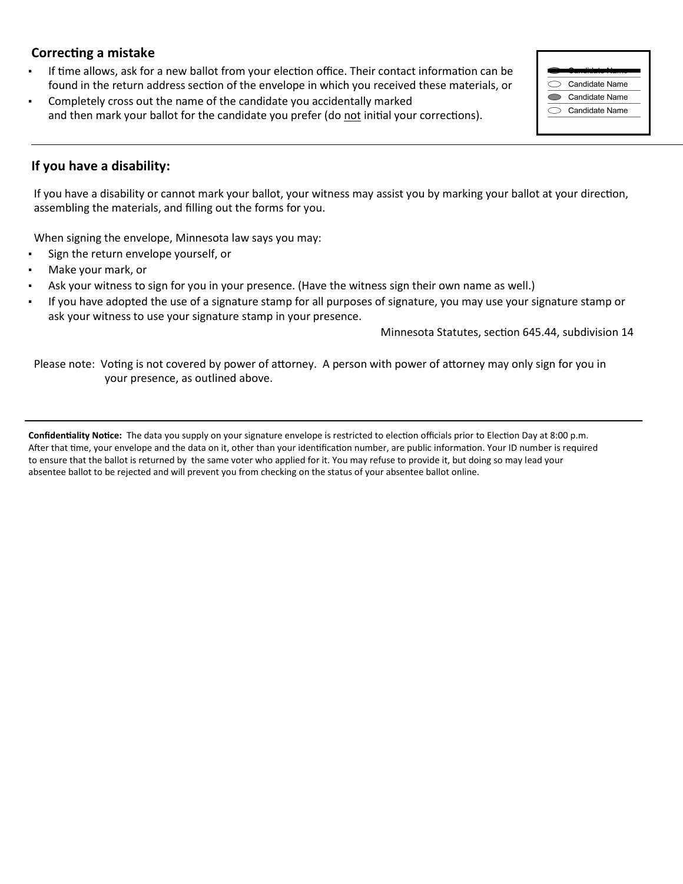## Correcting a mistake

- If time allows, ask for a new ballot from your election office. Their contact information can be found in the return address section of the envelope in which you received these materials, or
- Completely cross out the name of the candidate you accidentally marked and then mark your ballot for the candidate you prefer (do <u>not</u> initial your corrections).

Candidate Name
Candidate Name
Candidate Name
Candidate Name

---

## If you have a disability:

If you have a disability or cannot mark your ballot, your witness may assist you by marking your ballot at your direction, assembling the materials, and filling out the forms for you.

When signing the envelope, Minnesota law says you may:

- Sign the return envelope yourself, or
- Make your mark, or
- Ask your witness to sign for you in your presence. (Have the witness sign their own name as well.)
- If you have adopted the use of a signature stamp for all purposes of signature, you may use your signature stamp or ask your witness to use your signature stamp in your presence.

Minnesota Statutes, section 645.44, subdivision 14

Please note: Voting is not covered by power of attorney. A person with power of attorney may only sign for you in your presence, as outlined above.

---

**Confidentiality Notice:** The data you supply on your signature envelope is restricted to election officials prior to Election Day at 8:00 p.m. After that time, your envelope and the data on it, other than your identification number, are public information. Your ID number is required to ensure that the ballot is returned by the same voter who applied for it. You may refuse to provide it, but doing so may lead your absentee ballot to be rejected and will prevent you from checking on the status of your absentee ballot online.